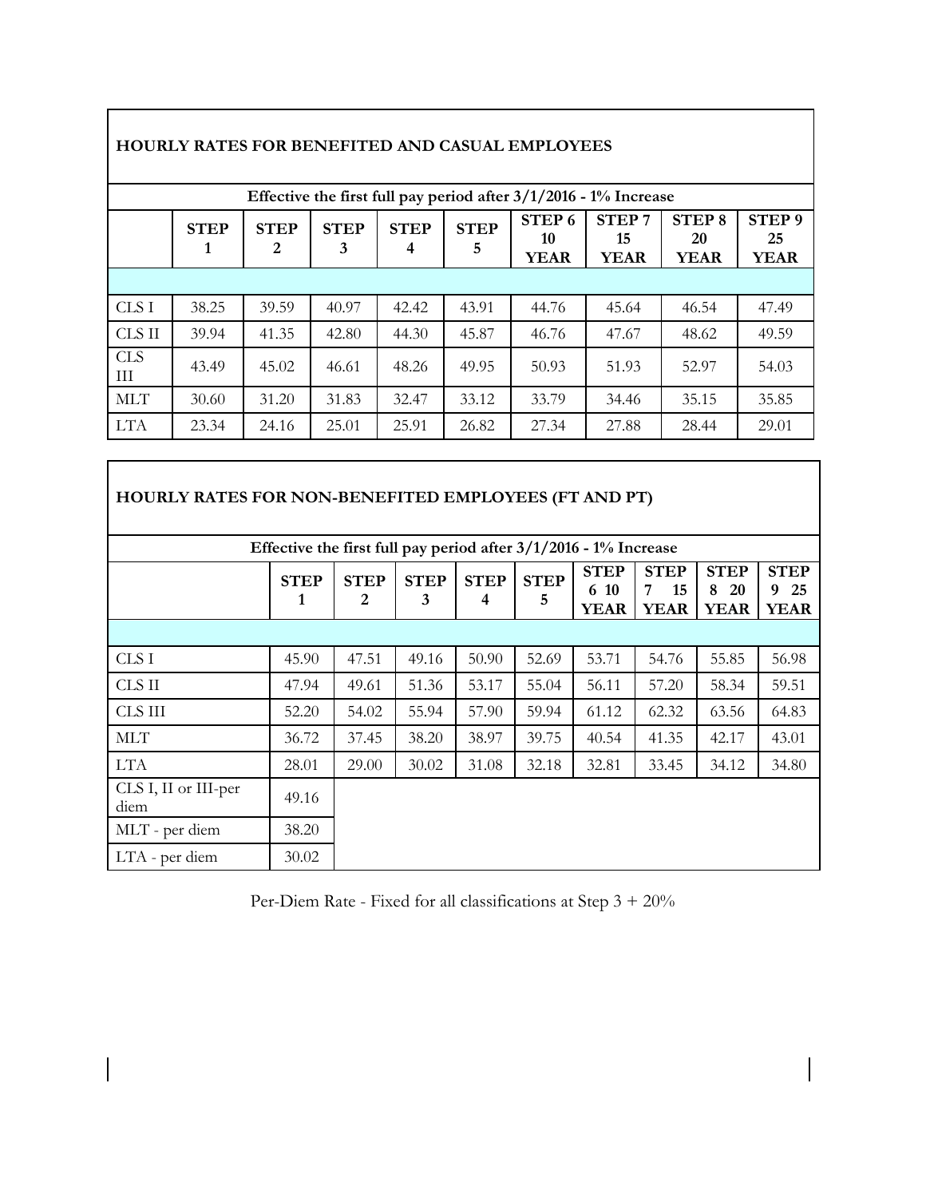## HOURLY RATES FOR BENEFITED AND CASUAL EMPLOYEES

| Effective the first full pay period after 3/1/2016 - 1% Increase | | | | | | | | | |
|---|---|---|---|---|---|---|---|---|---|
| | STEP 1 | STEP 2 | STEP 3 | STEP 4 | STEP 5 | STEP 6 10 YEAR | STEP 7 15 YEAR | STEP 8 20 YEAR | STEP 9 25 YEAR |
| | | | | | | | | | |
| CLS I | 38.25 | 39.59 | 40.97 | 42.42 | 43.91 | 44.76 | 45.64 | 46.54 | 47.49 |
| CLS II | 39.94 | 41.35 | 42.80 | 44.30 | 45.87 | 46.76 | 47.67 | 48.62 | 49.59 |
| CLS III | 43.49 | 45.02 | 46.61 | 48.26 | 49.95 | 50.93 | 51.93 | 52.97 | 54.03 |
| MLT | 30.60 | 31.20 | 31.83 | 32.47 | 33.12 | 33.79 | 34.46 | 35.15 | 35.85 |
| LTA | 23.34 | 24.16 | 25.01 | 25.91 | 26.82 | 27.34 | 27.88 | 28.44 | 29.01 |

## HOURLY RATES FOR NON-BENEFITED EMPLOYEES (FT AND PT)

| Effective the first full pay period after 3/1/2016 - 1% Increase | | | | | | | | | |
|---|---|---|---|---|---|---|---|---|---|
| | STEP 1 | STEP 2 | STEP 3 | STEP 4 | STEP 5 | STEP 6 10 YEAR | STEP 7 15 YEAR | STEP 8 20 YEAR | STEP 9 25 YEAR |
| | | | | | | | | | |
| CLS I | 45.90 | 47.51 | 49.16 | 50.90 | 52.69 | 53.71 | 54.76 | 55.85 | 56.98 |
| CLS II | 47.94 | 49.61 | 51.36 | 53.17 | 55.04 | 56.11 | 57.20 | 58.34 | 59.51 |
| CLS III | 52.20 | 54.02 | 55.94 | 57.90 | 59.94 | 61.12 | 62.32 | 63.56 | 64.83 |
| MLT | 36.72 | 37.45 | 38.20 | 38.97 | 39.75 | 40.54 | 41.35 | 42.17 | 43.01 |
| LTA | 28.01 | 29.00 | 30.02 | 31.08 | 32.18 | 32.81 | 33.45 | 34.12 | 34.80 |
| CLS I, II or III-per diem | 49.16 | | | | | | | | |
| MLT - per diem | 38.20 | | | | | | | | |
| LTA - per diem | 30.02 | | | | | | | | |

Per-Diem Rate - Fixed for all classifications at Step 3 + 20%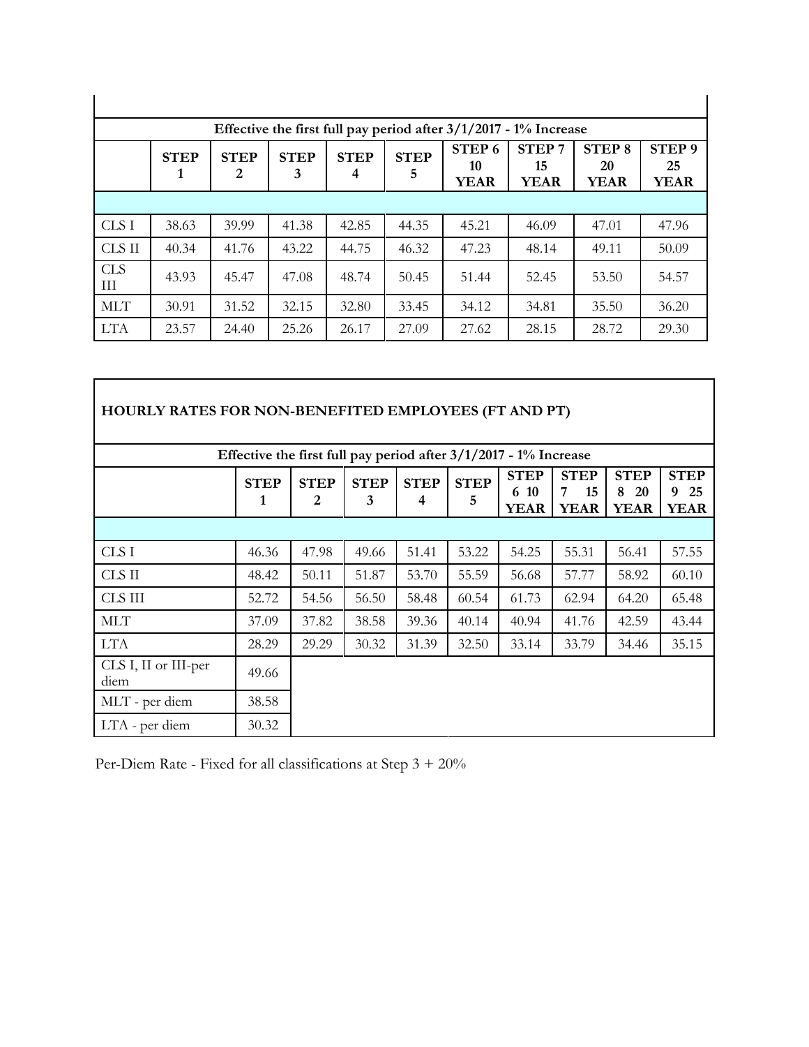| Effective the first full pay period after 3/1/2017 - 1% Increase | | | | | | | | | |
|---|---|---|---|---|---|---|---|---|---|
| | **STEP 1** | **STEP 2** | **STEP 3** | **STEP 4** | **STEP 5** | **STEP 6 10 YEAR** | **STEP 7 15 YEAR** | **STEP 8 20 YEAR** | **STEP 9 25 YEAR** |
| | | | | | | | | | |
| CLS I | 38.63 | 39.99 | 41.38 | 42.85 | 44.35 | 45.21 | 46.09 | 47.01 | 47.96 |
| CLS II | 40.34 | 41.76 | 43.22 | 44.75 | 46.32 | 47.23 | 48.14 | 49.11 | 50.09 |
| CLS III | 43.93 | 45.47 | 47.08 | 48.74 | 50.45 | 51.44 | 52.45 | 53.50 | 54.57 |
| MLT | 30.91 | 31.52 | 32.15 | 32.80 | 33.45 | 34.12 | 34.81 | 35.50 | 36.20 |
| LTA | 23.57 | 24.40 | 25.26 | 26.17 | 27.09 | 27.62 | 28.15 | 28.72 | 29.30 |

**HOURLY RATES FOR NON-BENEFITED EMPLOYEES (FT AND PT)**

| Effective the first full pay period after 3/1/2017 - 1% Increase | | | | | | | | | |
|---|---|---|---|---|---|---|---|---|---|
| | **STEP 1** | **STEP 2** | **STEP 3** | **STEP 4** | **STEP 5** | **STEP 6 10 YEAR** | **STEP 7 15 YEAR** | **STEP 8 20 YEAR** | **STEP 9 25 YEAR** |
| | | | | | | | | | |
| CLS I | 46.36 | 47.98 | 49.66 | 51.41 | 53.22 | 54.25 | 55.31 | 56.41 | 57.55 |
| CLS II | 48.42 | 50.11 | 51.87 | 53.70 | 55.59 | 56.68 | 57.77 | 58.92 | 60.10 |
| CLS III | 52.72 | 54.56 | 56.50 | 58.48 | 60.54 | 61.73 | 62.94 | 64.20 | 65.48 |
| MLT | 37.09 | 37.82 | 38.58 | 39.36 | 40.14 | 40.94 | 41.76 | 42.59 | 43.44 |
| LTA | 28.29 | 29.29 | 30.32 | 31.39 | 32.50 | 33.14 | 33.79 | 34.46 | 35.15 |
| CLS I, II or III-per diem | 49.66 | | | | | | | | |
| MLT - per diem | 38.58 | | | | | | | | |
| LTA - per diem | 30.32 | | | | | | | | |

Per-Diem Rate - Fixed for all classifications at Step 3 + 20%